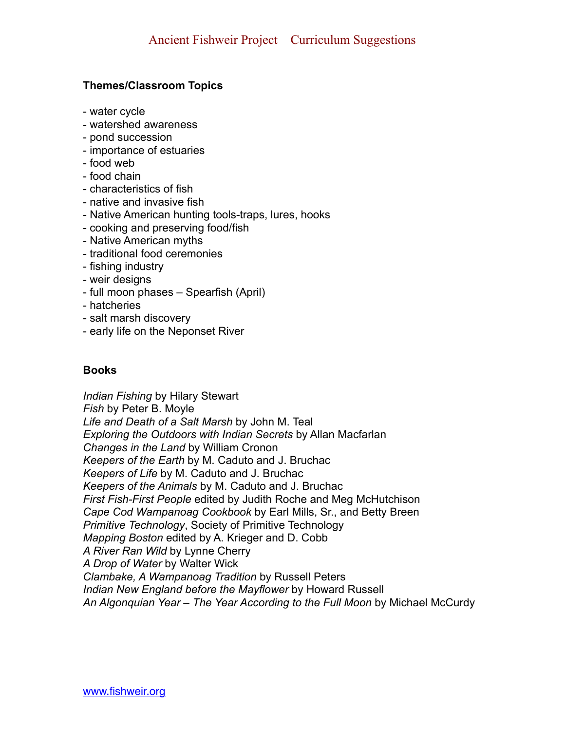# Ancient Fishweir Project Curriculum Suggestions

**Themes/Classroom Topics**

- water cycle
- watershed awareness
- pond succession
- importance of estuaries
- food web
- food chain
- characteristics of fish
- native and invasive fish
- Native American hunting tools-traps, lures, hooks
- cooking and preserving food/fish
- Native American myths
- traditional food ceremonies
- fishing industry
- weir designs
- full moon phases – Spearfish (April)
- hatcheries
- salt marsh discovery
- early life on the Neponset River

**Books**

*Indian Fishing* by Hilary Stewart
*Fish* by Peter B. Moyle
*Life and Death of a Salt Marsh* by John M. Teal
*Exploring the Outdoors with Indian Secrets* by Allan Macfarlan
*Changes in the Land* by William Cronon
*Keepers of the Earth* by M. Caduto and J. Bruchac
*Keepers of Life* by M. Caduto and J. Bruchac
*Keepers of the Animals* by M. Caduto and J. Bruchac
*First Fish-First People* edited by Judith Roche and Meg McHutchison
*Cape Cod Wampanoag Cookbook* by Earl Mills, Sr., and Betty Breen
*Primitive Technology*, Society of Primitive Technology
*Mapping Boston* edited by A. Krieger and D. Cobb
*A River Ran Wild* by Lynne Cherry
*A Drop of Water* by Walter Wick
*Clambake, A Wampanoag Tradition* by Russell Peters
*Indian New England before the Mayflower* by Howard Russell
*An Algonquian Year – The Year According to the Full Moon* by Michael McCurdy

www.fishweir.org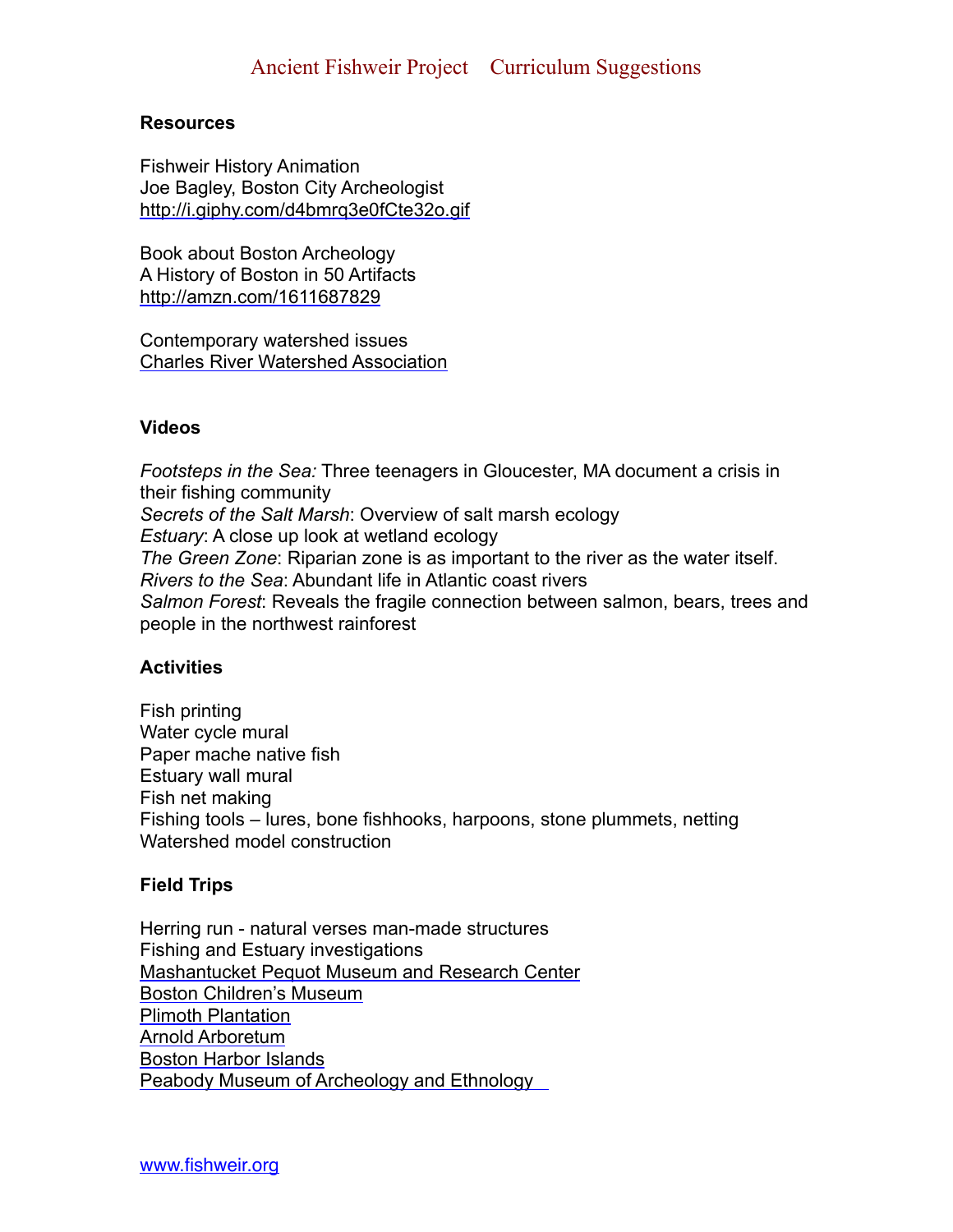# Ancient Fishweir Project    Curriculum Suggestions

**Resources**

Fishweir History Animation
Joe Bagley, Boston City Archeologist
http://i.giphy.com/d4bmrq3e0fCte32o.gif

Book about Boston Archeology
A History of Boston in 50 Artifacts
http://amzn.com/1611687829

Contemporary watershed issues
Charles River Watershed Association

**Videos**

*Footsteps in the Sea:* Three teenagers in Gloucester, MA document a crisis in their fishing community
*Secrets of the Salt Marsh*: Overview of salt marsh ecology
*Estuary*: A close up look at wetland ecology
*The Green Zone*: Riparian zone is as important to the river as the water itself.
*Rivers to the Sea*: Abundant life in Atlantic coast rivers
*Salmon Forest*: Reveals the fragile connection between salmon, bears, trees and people in the northwest rainforest

**Activities**

Fish printing
Water cycle mural
Paper mache native fish
Estuary wall mural
Fish net making
Fishing tools – lures, bone fishhooks, harpoons, stone plummets, netting
Watershed model construction

**Field Trips**

Herring run - natural verses man-made structures
Fishing and Estuary investigations
Mashantucket Pequot Museum and Research Center
Boston Children's Museum
Plimoth Plantation
Arnold Arboretum
Boston Harbor Islands
Peabody Museum of Archeology and Ethnology

www.fishweir.org